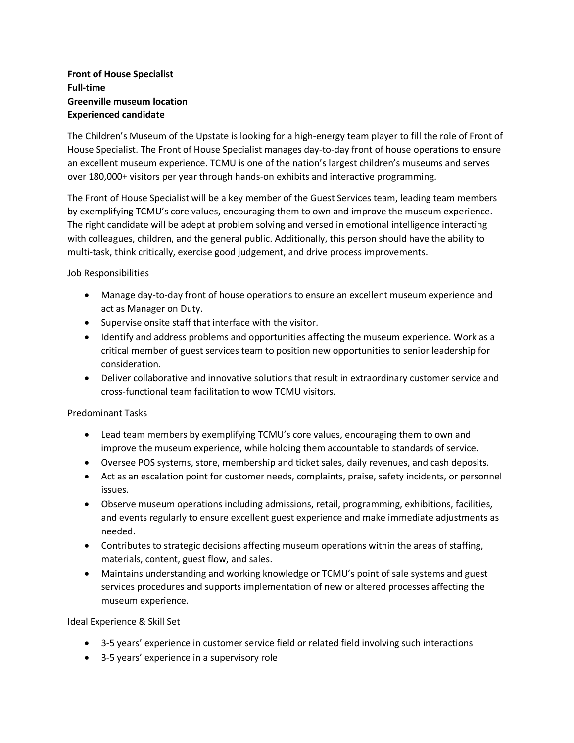**Front of House Specialist**
**Full-time**
**Greenville museum location**
**Experienced candidate**

The Children's Museum of the Upstate is looking for a high-energy team player to fill the role of Front of House Specialist. The Front of House Specialist manages day-to-day front of house operations to ensure an excellent museum experience. TCMU is one of the nation's largest children's museums and serves over 180,000+ visitors per year through hands-on exhibits and interactive programming.

The Front of House Specialist will be a key member of the Guest Services team, leading team members by exemplifying TCMU's core values, encouraging them to own and improve the museum experience. The right candidate will be adept at problem solving and versed in emotional intelligence interacting with colleagues, children, and the general public. Additionally, this person should have the ability to multi-task, think critically, exercise good judgement, and drive process improvements.

Job Responsibilities

- Manage day-to-day front of house operations to ensure an excellent museum experience and act as Manager on Duty.
- Supervise onsite staff that interface with the visitor.
- Identify and address problems and opportunities affecting the museum experience. Work as a critical member of guest services team to position new opportunities to senior leadership for consideration.
- Deliver collaborative and innovative solutions that result in extraordinary customer service and cross-functional team facilitation to wow TCMU visitors.

Predominant Tasks

- Lead team members by exemplifying TCMU's core values, encouraging them to own and improve the museum experience, while holding them accountable to standards of service.
- Oversee POS systems, store, membership and ticket sales, daily revenues, and cash deposits.
- Act as an escalation point for customer needs, complaints, praise, safety incidents, or personnel issues.
- Observe museum operations including admissions, retail, programming, exhibitions, facilities, and events regularly to ensure excellent guest experience and make immediate adjustments as needed.
- Contributes to strategic decisions affecting museum operations within the areas of staffing, materials, content, guest flow, and sales.
- Maintains understanding and working knowledge or TCMU's point of sale systems and guest services procedures and supports implementation of new or altered processes affecting the museum experience.

Ideal Experience & Skill Set

- 3-5 years' experience in customer service field or related field involving such interactions
- 3-5 years' experience in a supervisory role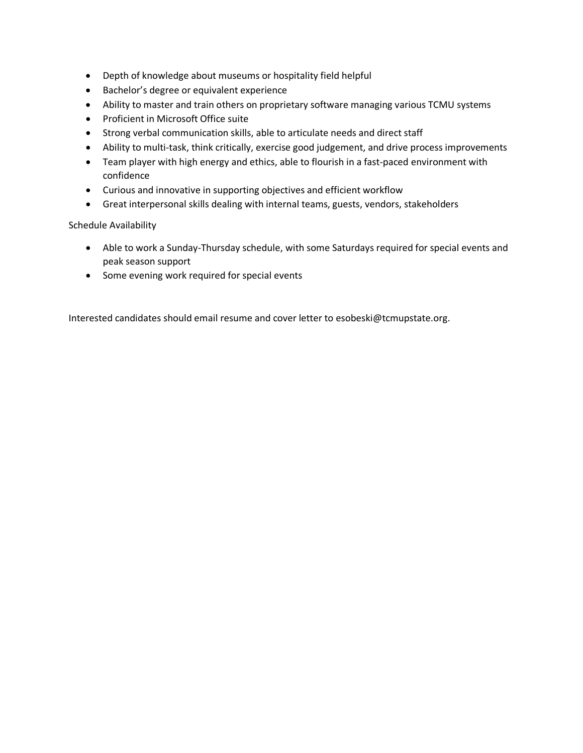- Depth of knowledge about museums or hospitality field helpful
- Bachelor's degree or equivalent experience
- Ability to master and train others on proprietary software managing various TCMU systems
- Proficient in Microsoft Office suite
- Strong verbal communication skills, able to articulate needs and direct staff
- Ability to multi-task, think critically, exercise good judgement, and drive process improvements
- Team player with high energy and ethics, able to flourish in a fast-paced environment with confidence
- Curious and innovative in supporting objectives and efficient workflow
- Great interpersonal skills dealing with internal teams, guests, vendors, stakeholders

Schedule Availability

- Able to work a Sunday-Thursday schedule, with some Saturdays required for special events and peak season support
- Some evening work required for special events

Interested candidates should email resume and cover letter to esobeski@tcmupstate.org.